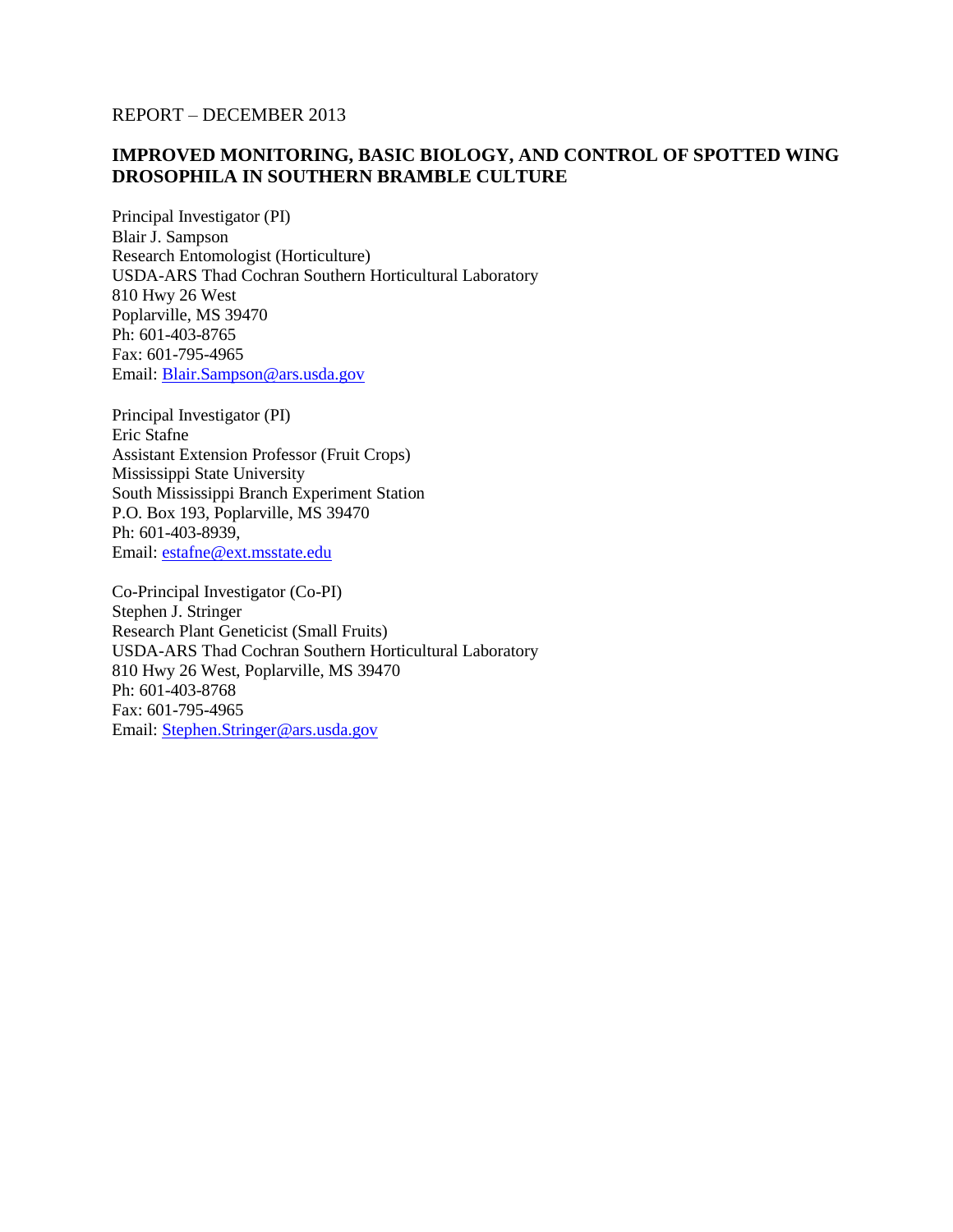REPORT – DECEMBER 2013

## IMPROVED MONITORING, BASIC BIOLOGY, AND CONTROL OF SPOTTED WING DROSOPHILA IN SOUTHERN BRAMBLE CULTURE

Principal Investigator (PI)
Blair J. Sampson
Research Entomologist (Horticulture)
USDA-ARS Thad Cochran Southern Horticultural Laboratory
810 Hwy 26 West
Poplarville, MS 39470
Ph: 601-403-8765
Fax: 601-795-4965
Email: Blair.Sampson@ars.usda.gov

Principal Investigator (PI)
Eric Stafne
Assistant Extension Professor (Fruit Crops)
Mississippi State University
South Mississippi Branch Experiment Station
P.O. Box 193, Poplarville, MS 39470
Ph: 601-403-8939,
Email: estafne@ext.msstate.edu

Co-Principal Investigator (Co-PI)
Stephen J. Stringer
Research Plant Geneticist (Small Fruits)
USDA-ARS Thad Cochran Southern Horticultural Laboratory
810 Hwy 26 West, Poplarville, MS 39470
Ph: 601-403-8768
Fax: 601-795-4965
Email: Stephen.Stringer@ars.usda.gov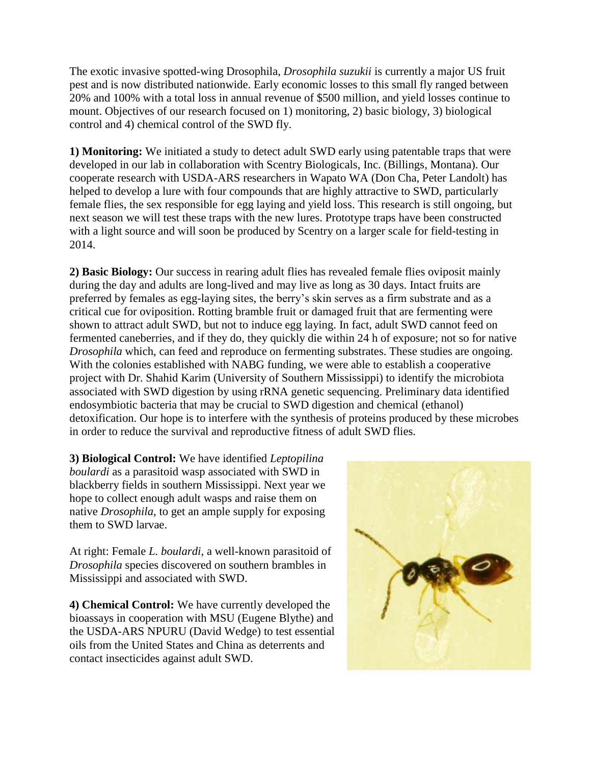The exotic invasive spotted-wing Drosophila, *Drosophila suzukii* is currently a major US fruit pest and is now distributed nationwide. Early economic losses to this small fly ranged between 20% and 100% with a total loss in annual revenue of $500 million, and yield losses continue to mount. Objectives of our research focused on 1) monitoring, 2) basic biology, 3) biological control and 4) chemical control of the SWD fly.

**1) Monitoring:** We initiated a study to detect adult SWD early using patentable traps that were developed in our lab in collaboration with Scentry Biologicals, Inc. (Billings, Montana). Our cooperate research with USDA-ARS researchers in Wapato WA (Don Cha, Peter Landolt) has helped to develop a lure with four compounds that are highly attractive to SWD, particularly female flies, the sex responsible for egg laying and yield loss. This research is still ongoing, but next season we will test these traps with the new lures. Prototype traps have been constructed with a light source and will soon be produced by Scentry on a larger scale for field-testing in 2014.

**2) Basic Biology:** Our success in rearing adult flies has revealed female flies oviposit mainly during the day and adults are long-lived and may live as long as 30 days. Intact fruits are preferred by females as egg-laying sites, the berry's skin serves as a firm substrate and as a critical cue for oviposition. Rotting bramble fruit or damaged fruit that are fermenting were shown to attract adult SWD, but not to induce egg laying. In fact, adult SWD cannot feed on fermented caneberries, and if they do, they quickly die within 24 h of exposure; not so for native *Drosophila* which, can feed and reproduce on fermenting substrates. These studies are ongoing. With the colonies established with NABG funding, we were able to establish a cooperative project with Dr. Shahid Karim (University of Southern Mississippi) to identify the microbiota associated with SWD digestion by using rRNA genetic sequencing. Preliminary data identified endosymbiotic bacteria that may be crucial to SWD digestion and chemical (ethanol) detoxification. Our hope is to interfere with the synthesis of proteins produced by these microbes in order to reduce the survival and reproductive fitness of adult SWD flies.

**3) Biological Control:** We have identified *Leptopilina boulardi* as a parasitoid wasp associated with SWD in blackberry fields in southern Mississippi. Next year we hope to collect enough adult wasps and raise them on native *Drosophila*, to get an ample supply for exposing them to SWD larvae.

At right: Female *L. boulardi*, a well-known parasitoid of *Drosophila* species discovered on southern brambles in Mississippi and associated with SWD.

**4) Chemical Control:** We have currently developed the bioassays in cooperation with MSU (Eugene Blythe) and the USDA-ARS NPURU (David Wedge) to test essential oils from the United States and China as deterrents and contact insecticides against adult SWD.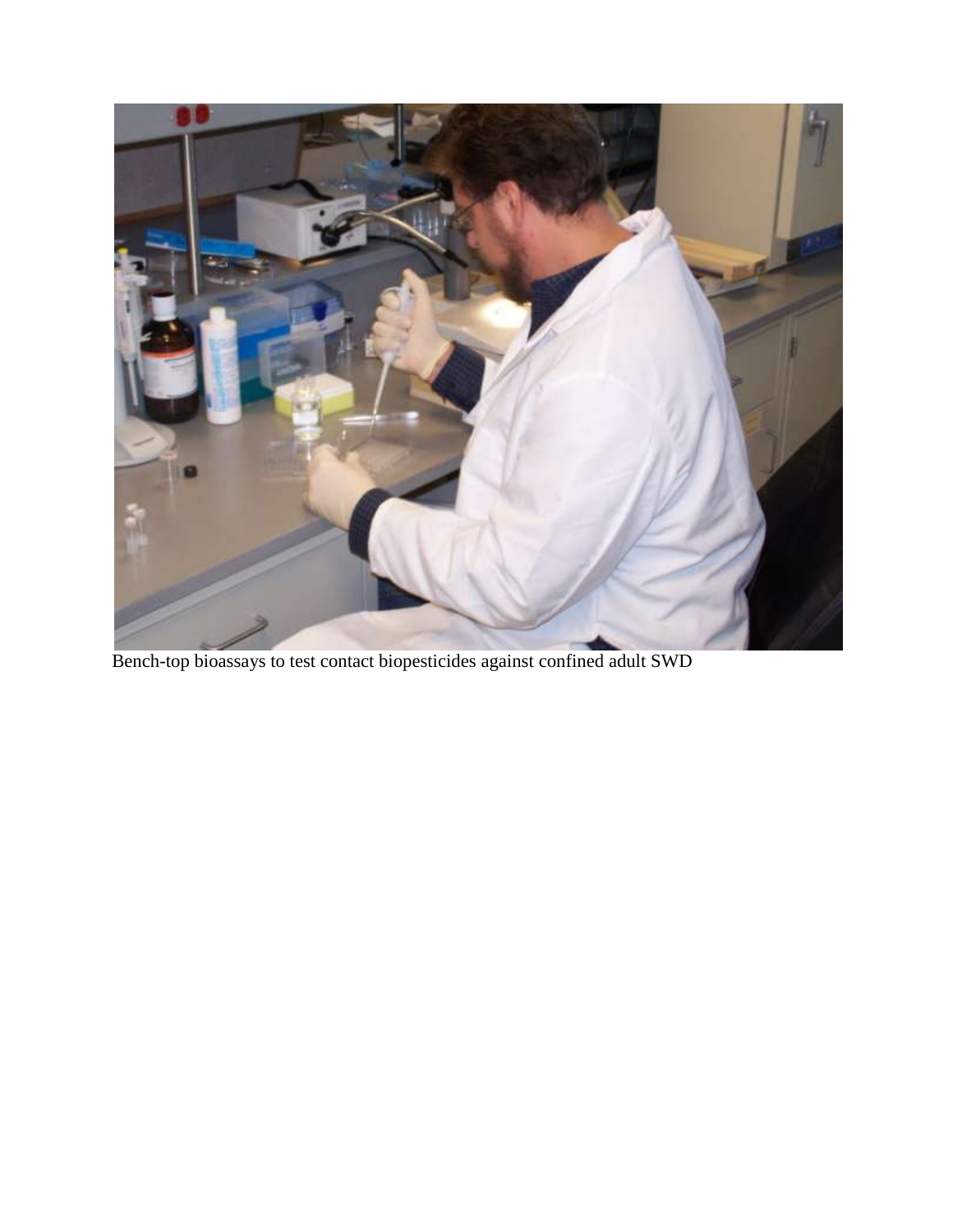Bench-top bioassays to test contact biopesticides against confined adult SWD